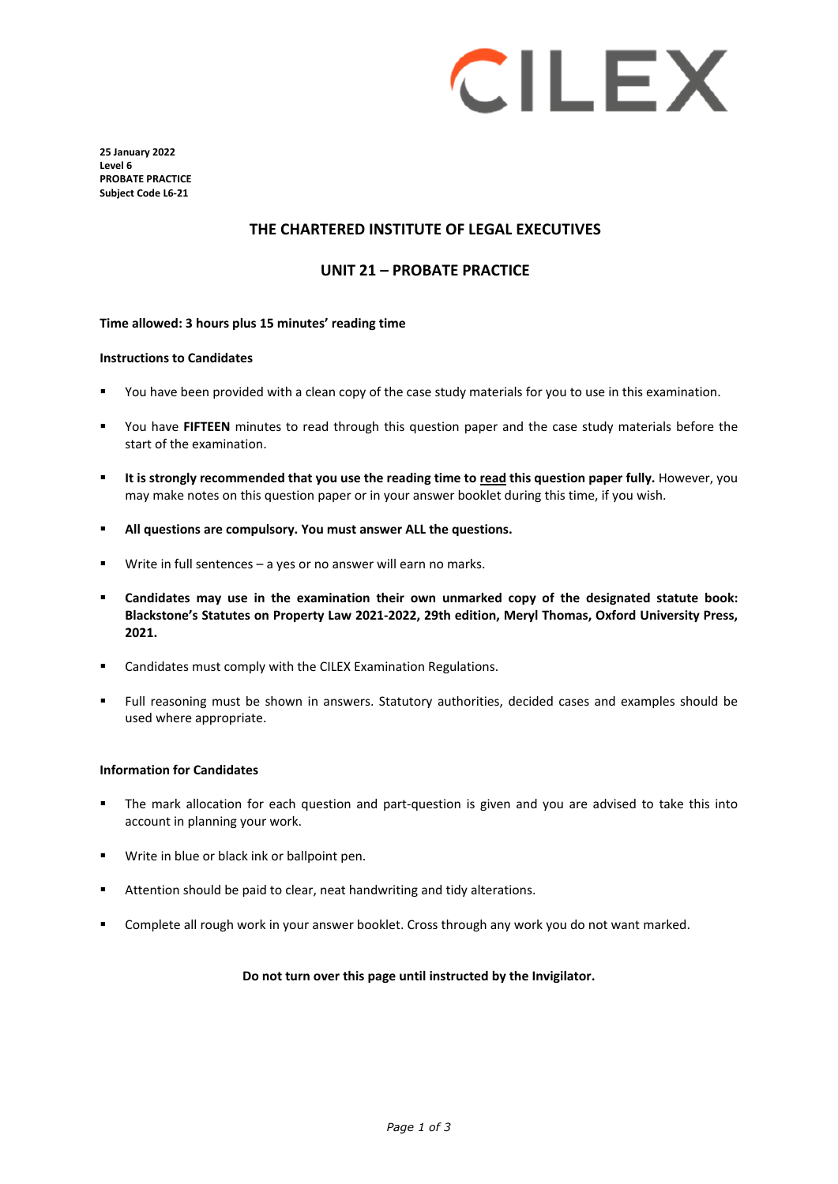CILEX

**25 January 2022**
**Level 6**
**PROBATE PRACTICE**
**Subject Code L6-21**

## THE CHARTERED INSTITUTE OF LEGAL EXECUTIVES

## UNIT 21 – PROBATE PRACTICE

**Time allowed: 3 hours plus 15 minutes' reading time**

**Instructions to Candidates**

- You have been provided with a clean copy of the case study materials for you to use in this examination.
- You have **FIFTEEN** minutes to read through this question paper and the case study materials before the start of the examination.
- **It is strongly recommended that you use the reading time to read this question paper fully.** However, you may make notes on this question paper or in your answer booklet during this time, if you wish.
- **All questions are compulsory. You must answer ALL the questions.**
- Write in full sentences – a yes or no answer will earn no marks.
- **Candidates may use in the examination their own unmarked copy of the designated statute book: Blackstone's Statutes on Property Law 2021-2022, 29th edition, Meryl Thomas, Oxford University Press, 2021.**
- Candidates must comply with the CILEX Examination Regulations.
- Full reasoning must be shown in answers. Statutory authorities, decided cases and examples should be used where appropriate.

**Information for Candidates**

- The mark allocation for each question and part-question is given and you are advised to take this into account in planning your work.
- Write in blue or black ink or ballpoint pen.
- Attention should be paid to clear, neat handwriting and tidy alterations.
- Complete all rough work in your answer booklet. Cross through any work you do not want marked.

**Do not turn over this page until instructed by the Invigilator.**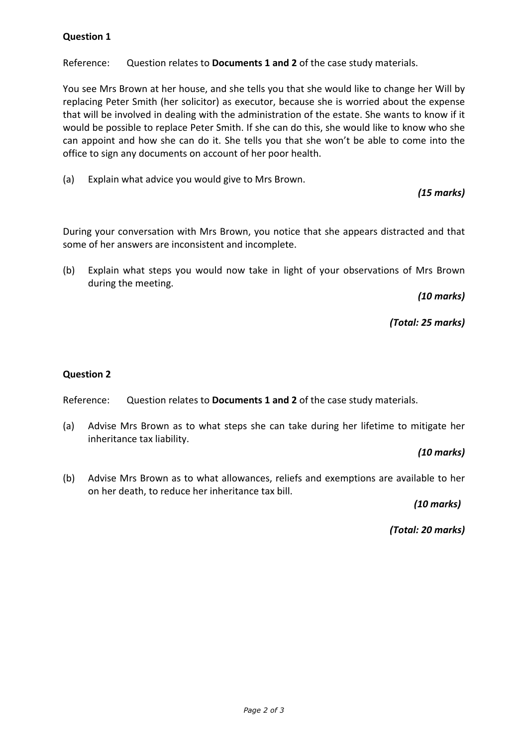**Question 1**

Reference: Question relates to **Documents 1 and 2** of the case study materials.

You see Mrs Brown at her house, and she tells you that she would like to change her Will by replacing Peter Smith (her solicitor) as executor, because she is worried about the expense that will be involved in dealing with the administration of the estate. She wants to know if it would be possible to replace Peter Smith. If she can do this, she would like to know who she can appoint and how she can do it. She tells you that she won't be able to come into the office to sign any documents on account of her poor health.

(a) Explain what advice you would give to Mrs Brown.

*(15 marks)*

During your conversation with Mrs Brown, you notice that she appears distracted and that some of her answers are inconsistent and incomplete.

(b) Explain what steps you would now take in light of your observations of Mrs Brown during the meeting.

*(10 marks)*

*(Total: 25 marks)*

**Question 2**

Reference: Question relates to **Documents 1 and 2** of the case study materials.

(a) Advise Mrs Brown as to what steps she can take during her lifetime to mitigate her inheritance tax liability.

*(10 marks)*

(b) Advise Mrs Brown as to what allowances, reliefs and exemptions are available to her on her death, to reduce her inheritance tax bill.

*(10 marks)*

*(Total: 20 marks)*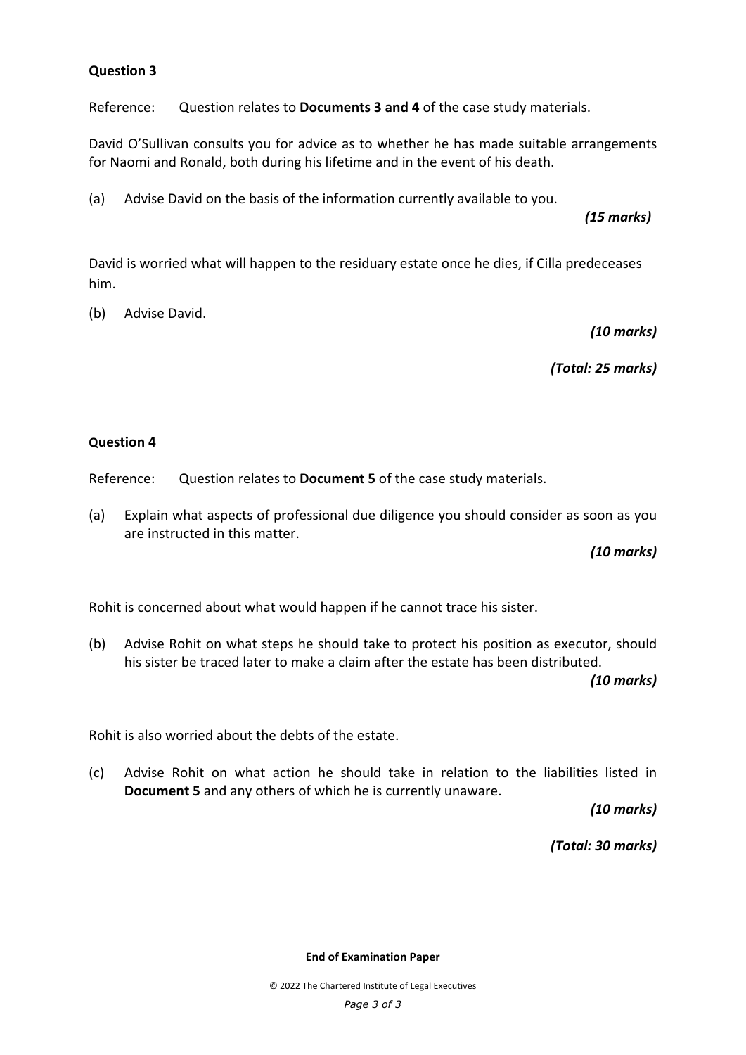**Question 3**

Reference: Question relates to **Documents 3 and 4** of the case study materials.

David O'Sullivan consults you for advice as to whether he has made suitable arrangements for Naomi and Ronald, both during his lifetime and in the event of his death.

(a) Advise David on the basis of the information currently available to you.

*(15 marks)*

David is worried what will happen to the residuary estate once he dies, if Cilla predeceases him.

(b) Advise David.

*(10 marks)*

*(Total: 25 marks)*

**Question 4**

Reference: Question relates to **Document 5** of the case study materials.

(a) Explain what aspects of professional due diligence you should consider as soon as you are instructed in this matter.

*(10 marks)*

Rohit is concerned about what would happen if he cannot trace his sister.

(b) Advise Rohit on what steps he should take to protect his position as executor, should his sister be traced later to make a claim after the estate has been distributed.

*(10 marks)*

Rohit is also worried about the debts of the estate.

(c) Advise Rohit on what action he should take in relation to the liabilities listed in **Document 5** and any others of which he is currently unaware.

*(10 marks)*

*(Total: 30 marks)*

**End of Examination Paper**

© 2022 The Chartered Institute of Legal Executives